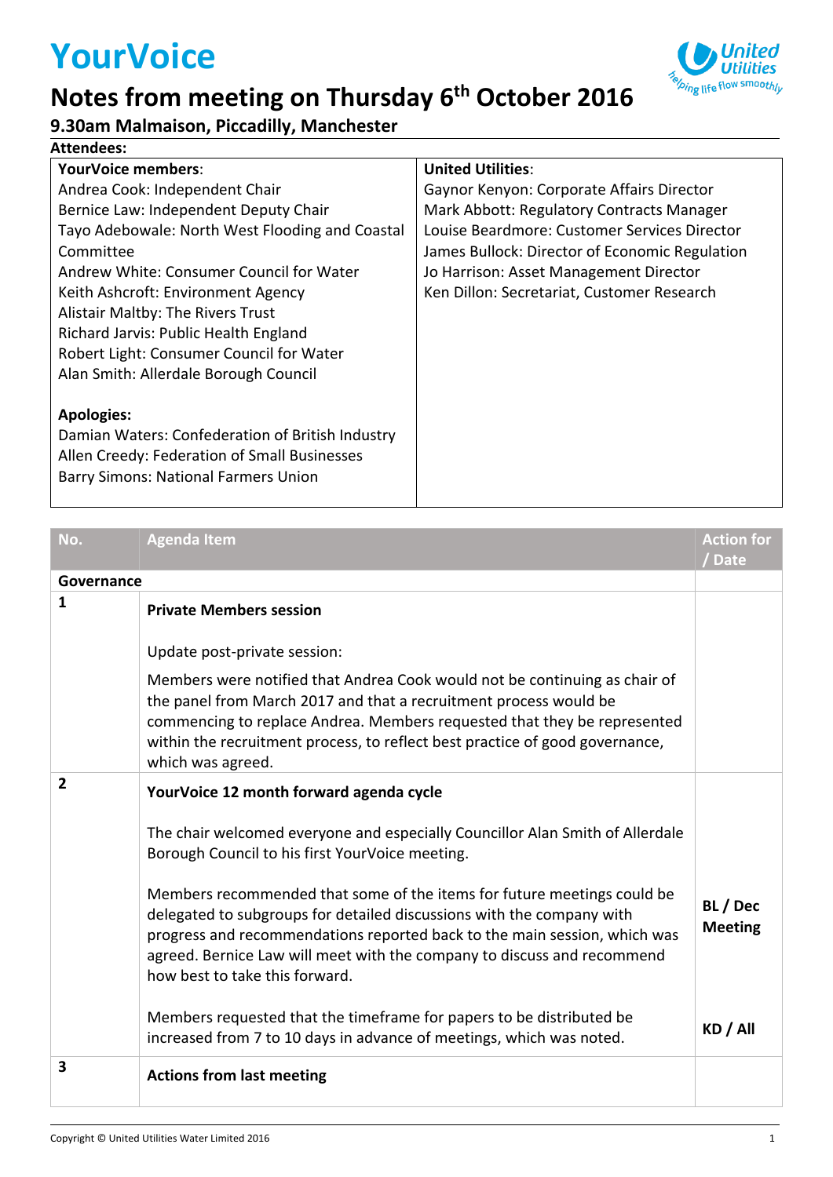# YourVoice

## Notes from meeting on Thursday 6th October 2016

### 9.30am Malmaison, Piccadilly, Manchester

**Attendees:**

| **YourVoice members**: | **United Utilities**: |
|---|---|
| Andrea Cook: Independent Chair<br>Bernice Law: Independent Deputy Chair<br>Tayo Adebowale: North West Flooding and Coastal Committee<br>Andrew White: Consumer Council for Water<br>Keith Ashcroft: Environment Agency<br>Alistair Maltby: The Rivers Trust<br>Richard Jarvis: Public Health England<br>Robert Light: Consumer Council for Water<br>Alan Smith: Allerdale Borough Council<br><br>**Apologies:**<br>Damian Waters: Confederation of British Industry<br>Allen Creedy: Federation of Small Businesses<br>Barry Simons: National Farmers Union | Gaynor Kenyon: Corporate Affairs Director<br>Mark Abbott: Regulatory Contracts Manager<br>Louise Beardmore: Customer Services Director<br>James Bullock: Director of Economic Regulation<br>Jo Harrison: Asset Management Director<br>Ken Dillon: Secretariat, Customer Research |

| No. | Agenda Item | Action for / Date |
|---|---|---|
| **Governance** | | |
| **1** | **Private Members session**<br><br>Update post-private session:<br><br>Members were notified that Andrea Cook would not be continuing as chair of the panel from March 2017 and that a recruitment process would be commencing to replace Andrea. Members requested that they be represented within the recruitment process, to reflect best practice of good governance, which was agreed. | |
| **2** | **YourVoice 12 month forward agenda cycle**<br><br>The chair welcomed everyone and especially Councillor Alan Smith of Allerdale Borough Council to his first YourVoice meeting.<br><br>Members recommended that some of the items for future meetings could be delegated to subgroups for detailed discussions with the company with progress and recommendations reported back to the main session, which was agreed. Bernice Law will meet with the company to discuss and recommend how best to take this forward.<br><br>Members requested that the timeframe for papers to be distributed be increased from 7 to 10 days in advance of meetings, which was noted. | **BL / Dec Meeting**<br><br>**KD / All** |
| **3** | **Actions from last meeting** | |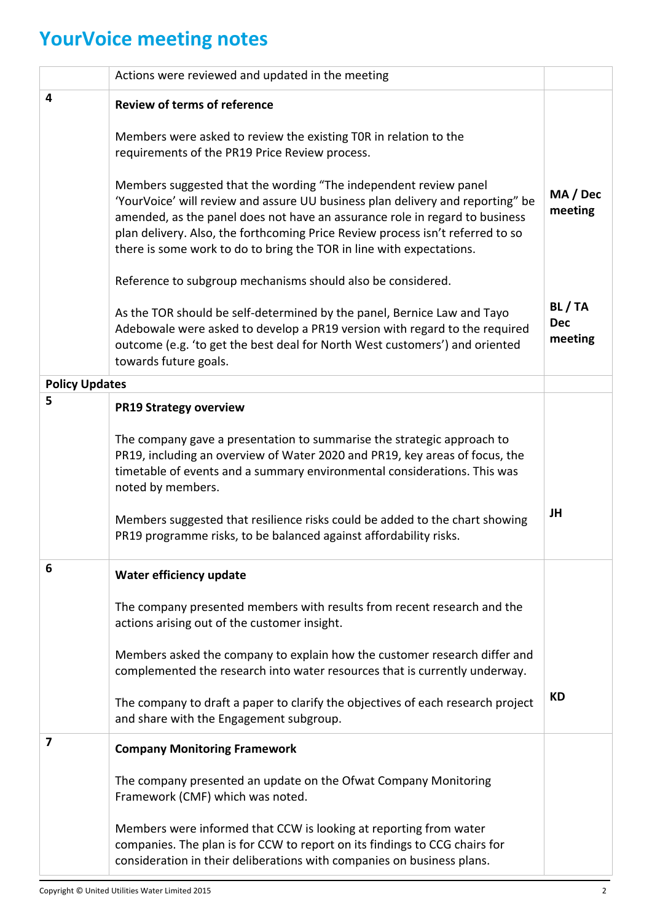# YourVoice meeting notes

| | | |
|---|---|---|
| | Actions were reviewed and updated in the meeting | |
| **4** | **Review of terms of reference**<br><br>Members were asked to review the existing TOR in relation to the requirements of the PR19 Price Review process.<br><br>Members suggested that the wording "The independent review panel 'YourVoice' will review and assure UU business plan delivery and reporting" be amended, as the panel does not have an assurance role in regard to business plan delivery. Also, the forthcoming Price Review process isn't referred to so there is some work to do to bring the TOR in line with expectations.<br><br>Reference to subgroup mechanisms should also be considered.<br><br>As the TOR should be self-determined by the panel, Bernice Law and Tayo Adebowale were asked to develop a PR19 version with regard to the required outcome (e.g. 'to get the best deal for North West customers') and oriented towards future goals. | **MA / Dec meeting**<br><br>**BL / TA Dec meeting** |
| **Policy Updates** | | |
| **5** | **PR19 Strategy overview**<br><br>The company gave a presentation to summarise the strategic approach to PR19, including an overview of Water 2020 and PR19, key areas of focus, the timetable of events and a summary environmental considerations. This was noted by members.<br><br>Members suggested that resilience risks could be added to the chart showing PR19 programme risks, to be balanced against affordability risks. | **JH** |
| **6** | **Water efficiency update**<br><br>The company presented members with results from recent research and the actions arising out of the customer insight.<br><br>Members asked the company to explain how the customer research differ and complemented the research into water resources that is currently underway.<br><br>The company to draft a paper to clarify the objectives of each research project and share with the Engagement subgroup. | **KD** |
| **7** | **Company Monitoring Framework**<br><br>The company presented an update on the Ofwat Company Monitoring Framework (CMF) which was noted.<br><br>Members were informed that CCW is looking at reporting from water companies. The plan is for CCW to report on its findings to CCG chairs for consideration in their deliberations with companies on business plans. | |

Copyright © United Utilities Water Limited 2015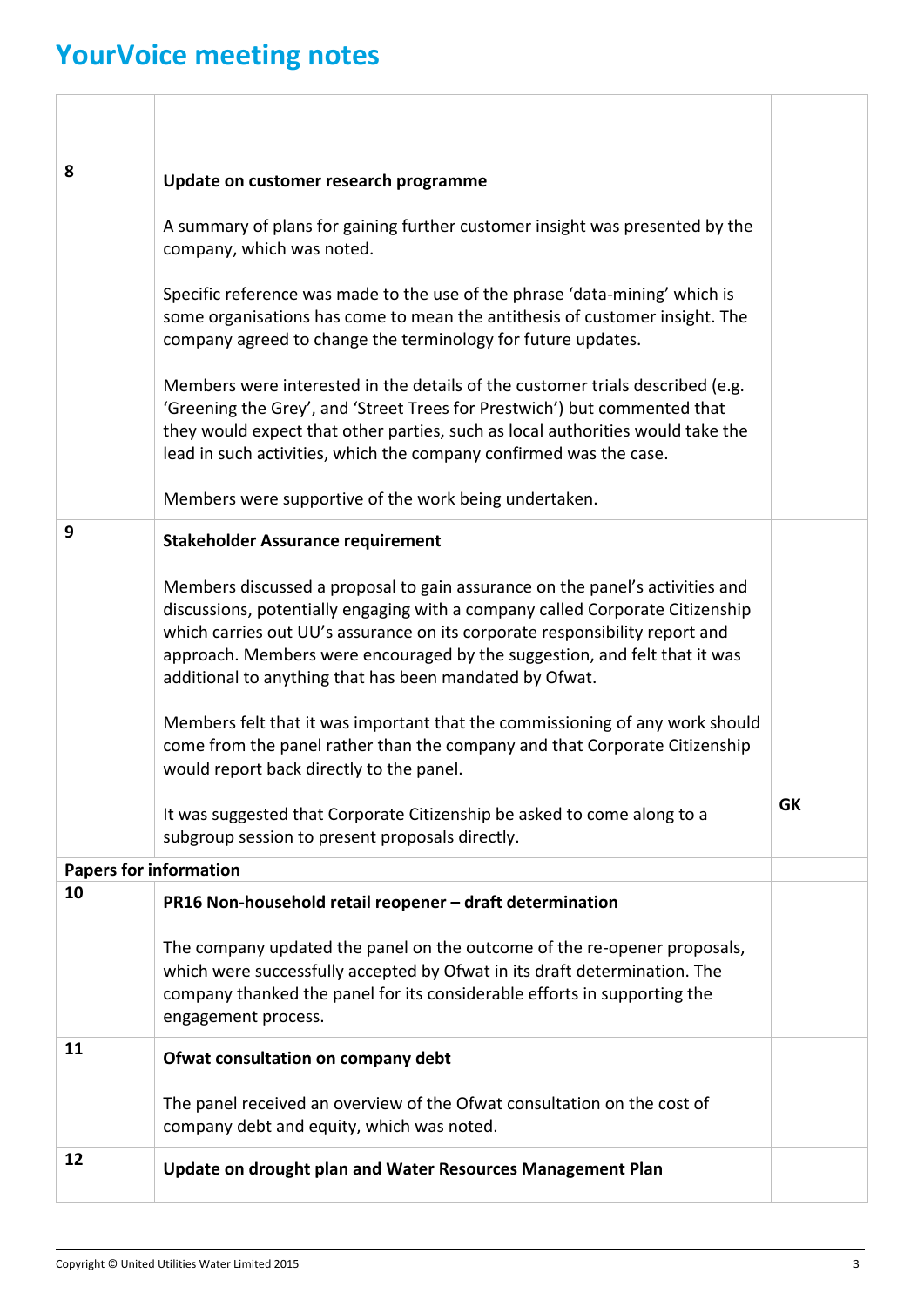# YourVoice meeting notes

| | | |
|---|---|---|
| | | |
| 8 | **Update on customer research programme**<br><br>A summary of plans for gaining further customer insight was presented by the company, which was noted.<br><br>Specific reference was made to the use of the phrase 'data-mining' which is some organisations has come to mean the antithesis of customer insight. The company agreed to change the terminology for future updates.<br><br>Members were interested in the details of the customer trials described (e.g. 'Greening the Grey', and 'Street Trees for Prestwich') but commented that they would expect that other parties, such as local authorities would take the lead in such activities, which the company confirmed was the case.<br><br>Members were supportive of the work being undertaken. | |
| 9 | **Stakeholder Assurance requirement**<br><br>Members discussed a proposal to gain assurance on the panel's activities and discussions, potentially engaging with a company called Corporate Citizenship which carries out UU's assurance on its corporate responsibility report and approach. Members were encouraged by the suggestion, and felt that it was additional to anything that has been mandated by Ofwat.<br><br>Members felt that it was important that the commissioning of any work should come from the panel rather than the company and that Corporate Citizenship would report back directly to the panel.<br><br>It was suggested that Corporate Citizenship be asked to come along to a subgroup session to present proposals directly. | **GK** |
| **Papers for information** | | |
| 10 | **PR16 Non-household retail reopener – draft determination**<br><br>The company updated the panel on the outcome of the re-opener proposals, which were successfully accepted by Ofwat in its draft determination. The company thanked the panel for its considerable efforts in supporting the engagement process. | |
| 11 | **Ofwat consultation on company debt**<br><br>The panel received an overview of the Ofwat consultation on the cost of company debt and equity, which was noted. | |
| 12 | **Update on drought plan and Water Resources Management Plan** | |

Copyright © United Utilities Water Limited 2015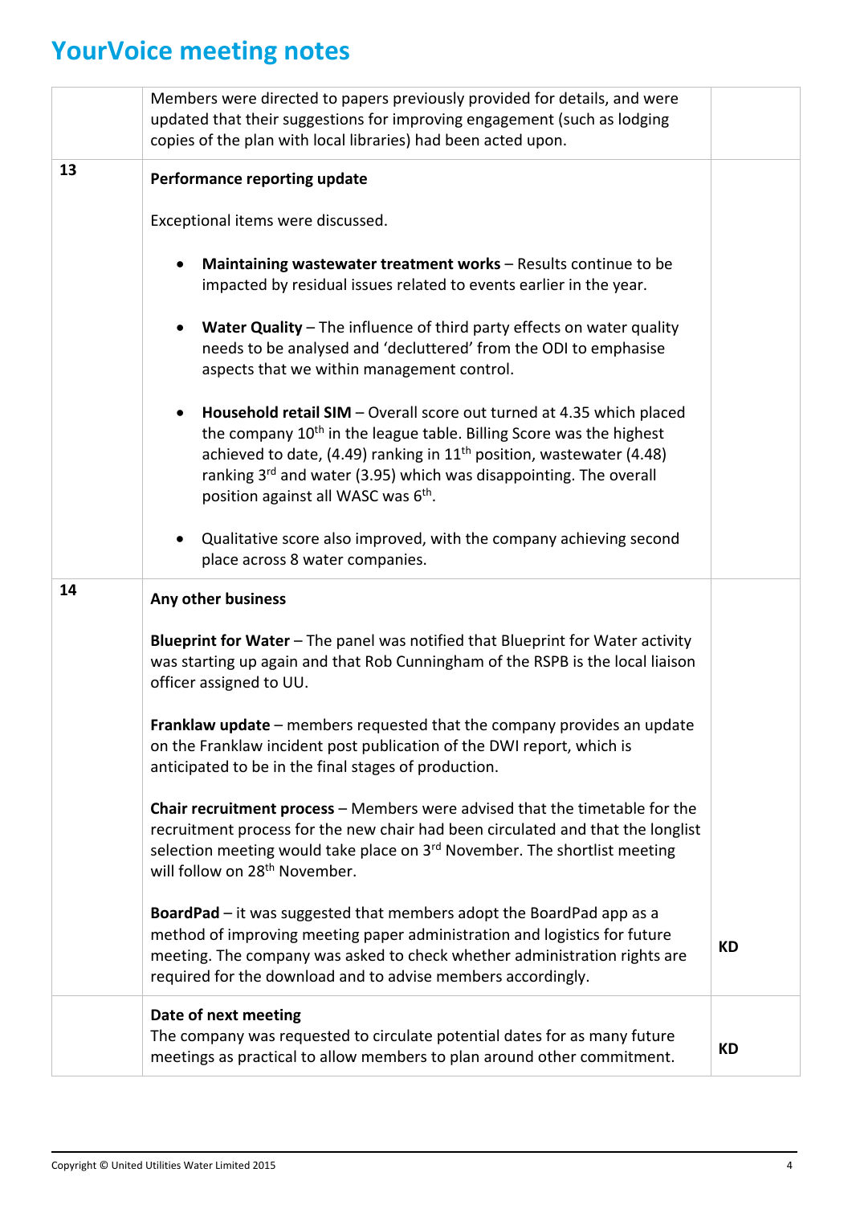# YourVoice meeting notes

| | | |
|---|---|---|
| | Members were directed to papers previously provided for details, and were updated that their suggestions for improving engagement (such as lodging copies of the plan with local libraries) had been acted upon. | |
| **13** | **Performance reporting update**<br><br>Exceptional items were discussed.<br><br>• **Maintaining wastewater treatment works** – Results continue to be impacted by residual issues related to events earlier in the year.<br><br>• **Water Quality** – The influence of third party effects on water quality needs to be analysed and 'decluttered' from the ODI to emphasise aspects that we within management control.<br><br>• **Household retail SIM** – Overall score out turned at 4.35 which placed the company 10th in the league table. Billing Score was the highest achieved to date, (4.49) ranking in 11th position, wastewater (4.48) ranking 3rd and water (3.95) which was disappointing. The overall position against all WASC was 6th.<br><br>• Qualitative score also improved, with the company achieving second place across 8 water companies. | |
| **14** | **Any other business**<br><br>**Blueprint for Water** – The panel was notified that Blueprint for Water activity was starting up again and that Rob Cunningham of the RSPB is the local liaison officer assigned to UU.<br><br>**Franklaw update** – members requested that the company provides an update on the Franklaw incident post publication of the DWI report, which is anticipated to be in the final stages of production.<br><br>**Chair recruitment process** – Members were advised that the timetable for the recruitment process for the new chair had been circulated and that the longlist selection meeting would take place on 3rd November. The shortlist meeting will follow on 28th November.<br><br>**BoardPad** – it was suggested that members adopt the BoardPad app as a method of improving meeting paper administration and logistics for future meeting. The company was asked to check whether administration rights are required for the download and to advise members accordingly. | **KD** |
| | **Date of next meeting**<br>The company was requested to circulate potential dates for as many future meetings as practical to allow members to plan around other commitment. | **KD** |

Copyright © United Utilities Water Limited 2015